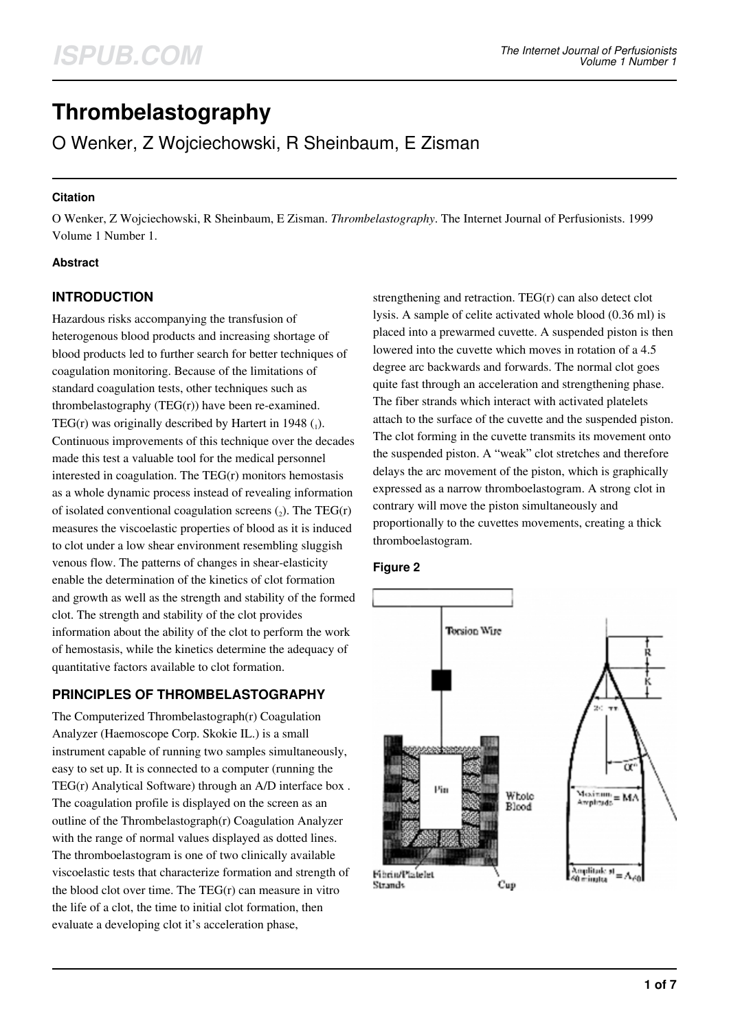# Thrombelastography

## O Wenker, Z Wojciechowski, R Sheinbaum, E Zisman

#### Citation

O Wenker, Z Wojciechowski, R Sheinbaum, E Zisman. *Thrombelastography*. The Internet Journal of Perfusionists. 1999 Volume 1 Number 1.

#### Abstract

### INTRODUCTION

Hazardous risks accompanying the transfusion of heterogenous blood products and increasing shortage of blood products led to further search for better techniques of coagulation monitoring. Because of the limitations of standard coagulation tests, other techniques such as thrombelastography (TEG(r)) have been re-examined. TEG(r) was originally described by Hartert in 1948 (1). Continuous improvements of this technique over the decades made this test a valuable tool for the medical personnel interested in coagulation. The TEG(r) monitors hemostasis as a whole dynamic process instead of revealing information of isolated conventional coagulation screens (2). The TEG(r) measures the viscoelastic properties of blood as it is induced to clot under a low shear environment resembling sluggish venous flow. The patterns of changes in shear-elasticity enable the determination of the kinetics of clot formation and growth as well as the strength and stability of the formed clot. The strength and stability of the clot provides information about the ability of the clot to perform the work of hemostasis, while the kinetics determine the adequacy of quantitative factors available to clot formation.

### PRINCIPLES OF THROMBELASTOGRAPHY

The Computerized Thrombelastograph(r) Coagulation Analyzer (Haemoscope Corp. Skokie IL.) is a small instrument capable of running two samples simultaneously, easy to set up. It is connected to a computer (running the TEG(r) Analytical Software) through an A/D interface box . The coagulation profile is displayed on the screen as an outline of the Thrombelastograph(r) Coagulation Analyzer with the range of normal values displayed as dotted lines. The thromboelastogram is one of two clinically available viscoelastic tests that characterize formation and strength of the blood clot over time. The TEG(r) can measure in vitro the life of a clot, the time to initial clot formation, then evaluate a developing clot it's acceleration phase, strengthening and retraction. TEG(r) can also detect clot lysis. A sample of celite activated whole blood (0.36 ml) is placed into a prewarmed cuvette. A suspended piston is then lowered into the cuvette which moves in rotation of a 4.5 degree arc backwards and forwards. The normal clot goes quite fast through an acceleration and strengthening phase. The fiber strands which interact with activated platelets attach to the surface of the cuvette and the suspended piston. The clot forming in the cuvette transmits its movement onto the suspended piston. A "weak" clot stretches and therefore delays the arc movement of the piston, which is graphically expressed as a narrow thromboelastogram. A strong clot in contrary will move the piston simultaneously and proportionally to the cuvettes movements, creating a thick thromboelastogram.

#### Figure 2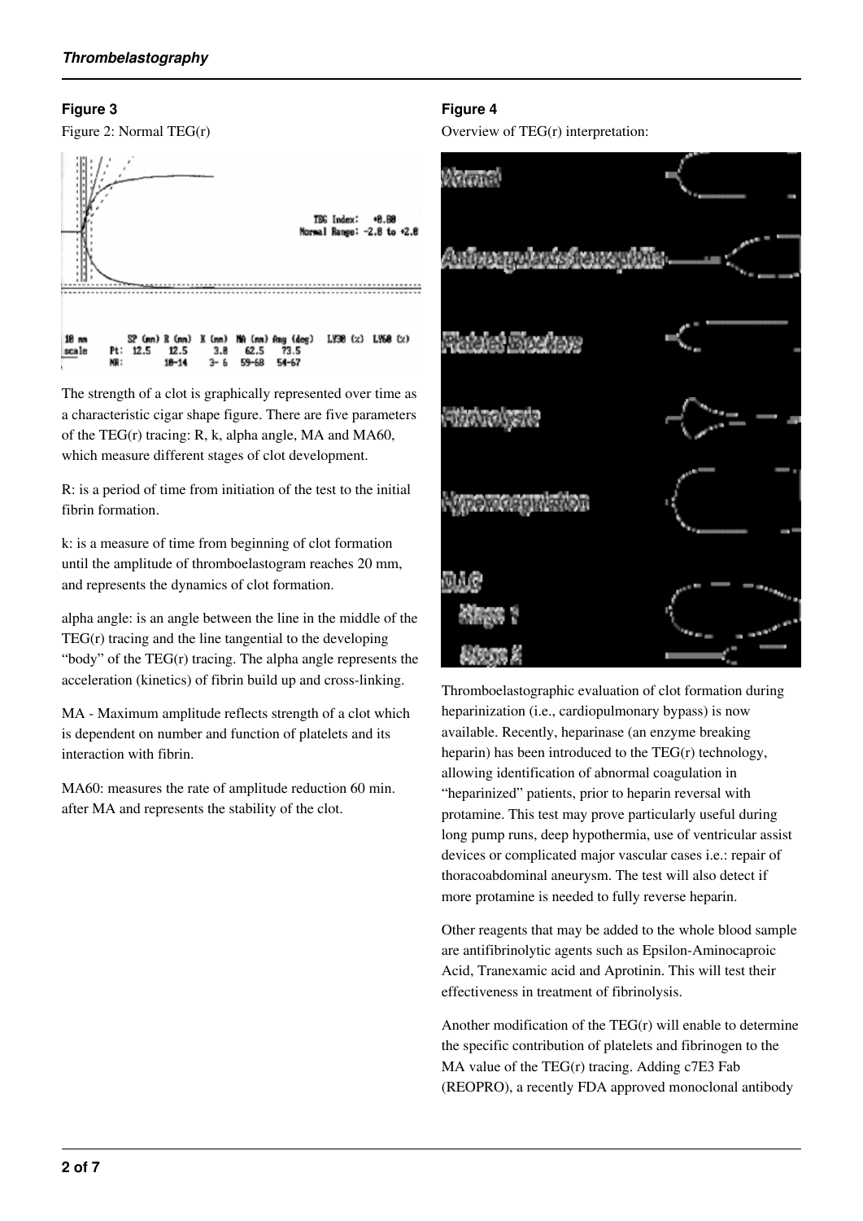**Figure 3**

Figure 2: Normal TEG(r)

The strength of a clot is graphically represented over time as a characteristic cigar shape figure. There are five parameters of the TEG(r) tracing: R, k, alpha angle, MA and MA60, which measure different stages of clot development.

R: is a period of time from initiation of the test to the initial fibrin formation.

k: is a measure of time from beginning of clot formation until the amplitude of thromboelastogram reaches 20 mm, and represents the dynamics of clot formation.

alpha angle: is an angle between the line in the middle of the TEG(r) tracing and the line tangential to the developing "body" of the TEG(r) tracing. The alpha angle represents the acceleration (kinetics) of fibrin build up and cross-linking.

MA - Maximum amplitude reflects strength of a clot which is dependent on number and function of platelets and its interaction with fibrin.

MA60: measures the rate of amplitude reduction 60 min. after MA and represents the stability of the clot.

**Figure 4**

Overview of TEG(r) interpretation:

Thromboelastographic evaluation of clot formation during heparinization (i.e., cardiopulmonary bypass) is now available. Recently, heparinase (an enzyme breaking heparin) has been introduced to the TEG(r) technology, allowing identification of abnormal coagulation in "heparinized" patients, prior to heparin reversal with protamine. This test may prove particularly useful during long pump runs, deep hypothermia, use of ventricular assist devices or complicated major vascular cases i.e.: repair of thoracoabdominal aneurysm. The test will also detect if more protamine is needed to fully reverse heparin.

Other reagents that may be added to the whole blood sample are antifibrinolytic agents such as Epsilon-Aminocaproic Acid, Tranexamic acid and Aprotinin. This will test their effectiveness in treatment of fibrinolysis.

Another modification of the TEG(r) will enable to determine the specific contribution of platelets and fibrinogen to the MA value of the TEG(r) tracing. Adding c7E3 Fab (REOPRO), a recently FDA approved monoclonal antibody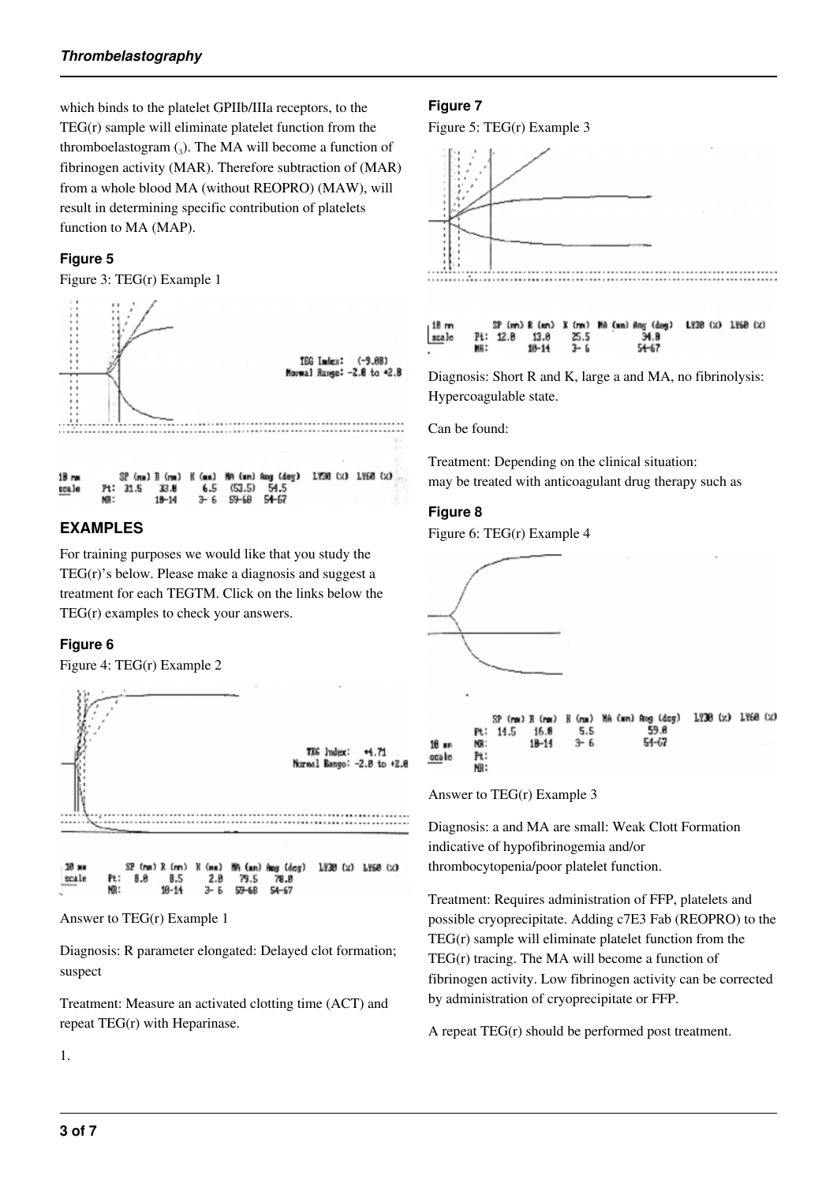which binds to the platelet GPIIb/IIIa receptors, to the TEG(r) sample will eliminate platelet function from the thromboelastogram (3). The MA will become a function of fibrinogen activity (MAR). Therefore subtraction of (MAR) from a whole blood MA (without REOPRO) (MAW), will result in determining specific contribution of platelets function to MA (MAP).

### Figure 5

Figure 3: TEG(r) Example 1

TEG Index: (-9.08)
Normal Range: -2.0 to +2.0

| 10 mm scale | SP (mm) | R (mm) | K (mm) | MA (mm) | Ang (deg) | LY30 (%) | LY60 (%) |
|---|---|---|---|---|---|---|---|
| Pt: | 31.5 | 33.8 | 6.5 | (53.5) | 54.5 | | |
| NR: | | 10-14 | 3- 6 | 59-68 | 54-67 | | |

## EXAMPLES

For training purposes we would like that you study the TEG(r)'s below. Please make a diagnosis and suggest a treatment for each TEGTM. Click on the links below the TEG(r) examples to check your answers.

### Figure 6

Figure 4: TEG(r) Example 2

TEG Index: +4.71
Normal Range: -2.0 to +2.0

| 10 mm scale | SP (mm) | R (mm) | K (mm) | MA (mm) | Ang (deg) | LY30 (%) | LY60 (%) |
|---|---|---|---|---|---|---|---|
| Pt: | 8.0 | 8.5 | 2.0 | 79.5 | 78.0 | | |
| NR: | | 10-14 | 3- 6 | 59-68 | 54-67 | | |

Answer to TEG(r) Example 1

Diagnosis: R parameter elongated: Delayed clot formation; suspect

Treatment: Measure an activated clotting time (ACT) and repeat TEG(r) with Heparinase.

1.

### Figure 7

Figure 5: TEG(r) Example 3

| 10 mm scale | SP (mm) | R (mm) | K (mm) | MA (mm) | Ang (deg) | LY30 (%) | LY60 (%) |
|---|---|---|---|---|---|---|---|
| Pt: | 12.8 | 13.0 | 25.5 | | 34.0 | | |
| NR: | | 10-14 | 3- 6 | | 54-67 | | |

Diagnosis: Short R and K, large a and MA, no fibrinolysis: Hypercoagulable state.

Can be found:

Treatment: Depending on the clinical situation:
may be treated with anticoagulant drug therapy such as

### Figure 8

Figure 6: TEG(r) Example 4

| 10 mm scale | SP (mm) | R (mm) | K (mm) | MA (mm) | Ang (deg) | LY30 (%) | LY60 (%) |
|---|---|---|---|---|---|---|---|
| Pt: | 14.5 | 16.0 | 5.5 | | 59.0 | | |
| NR: | | 10-14 | 3- 6 | | 54-67 | | |
| Pt: | | | | | | | |
| NR: | | | | | | | |

Answer to TEG(r) Example 3

Diagnosis: a and MA are small: Weak Clott Formation indicative of hypofibrinogemia and/or thrombocytopenia/poor platelet function.

Treatment: Requires administration of FFP, platelets and possible cryoprecipitate. Adding c7E3 Fab (REOPRO) to the TEG(r) sample will eliminate platelet function from the TEG(r) tracing. The MA will become a function of fibrinogen activity. Low fibrinogen activity can be corrected by administration of cryoprecipitate or FFP.

A repeat TEG(r) should be performed post treatment.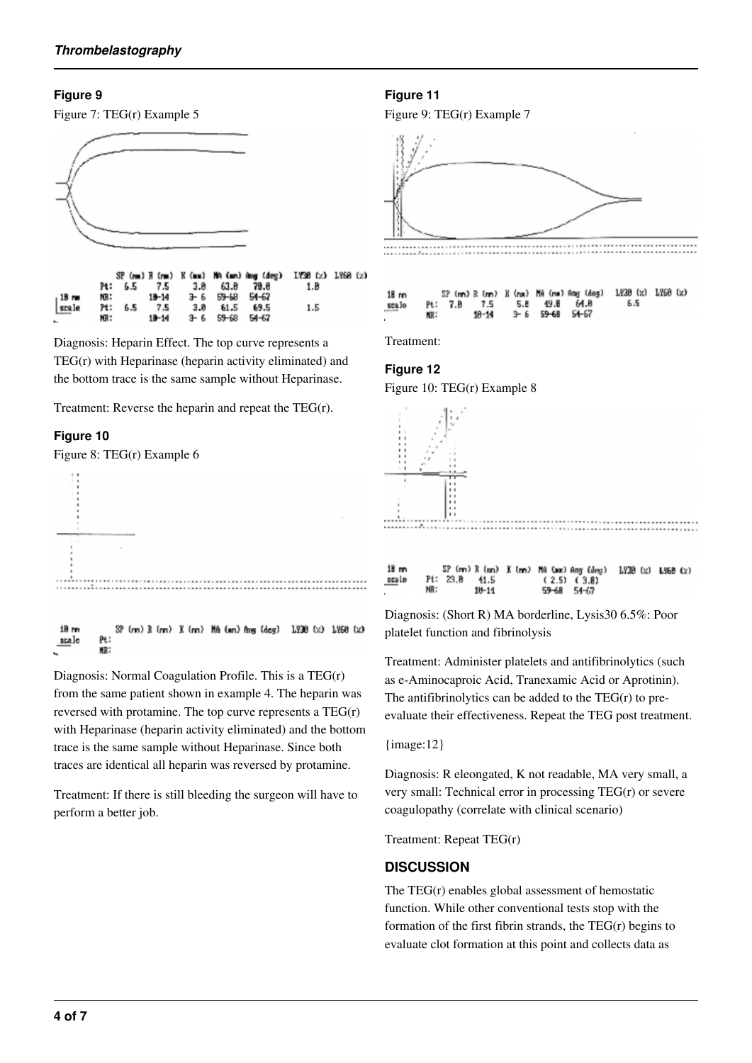### Figure 9

Figure 7: TEG(r) Example 5

Diagnosis: Heparin Effect. The top curve represents a TEG(r) with Heparinase (heparin activity eliminated) and the bottom trace is the same sample without Heparinase.

Treatment: Reverse the heparin and repeat the TEG(r).

### Figure 10

Figure 8: TEG(r) Example 6

Diagnosis: Normal Coagulation Profile. This is a TEG(r) from the same patient shown in example 4. The heparin was reversed with protamine. The top curve represents a TEG(r) with Heparinase (heparin activity eliminated) and the bottom trace is the same sample without Heparinase. Since both traces are identical all heparin was reversed by protamine.

Treatment: If there is still bleeding the surgeon will have to perform a better job.

### Figure 11

Figure 9: TEG(r) Example 7

Treatment:

### Figure 12

Figure 10: TEG(r) Example 8

Diagnosis: (Short R) MA borderline, Lysis30 6.5%: Poor platelet function and fibrinolysis

Treatment: Administer platelets and antifibrinolytics (such as e-Aminocaproic Acid, Tranexamic Acid or Aprotinin). The antifibrinolytics can be added to the TEG(r) to pre-evaluate their effectiveness. Repeat the TEG post treatment.

{image:12}

Diagnosis: R eleongated, K not readable, MA very small, a very small: Technical error in processing TEG(r) or severe coagulopathy (correlate with clinical scenario)

Treatment: Repeat TEG(r)

## DISCUSSION

The TEG(r) enables global assessment of hemostatic function. While other conventional tests stop with the formation of the first fibrin strands, the TEG(r) begins to evaluate clot formation at this point and collects data as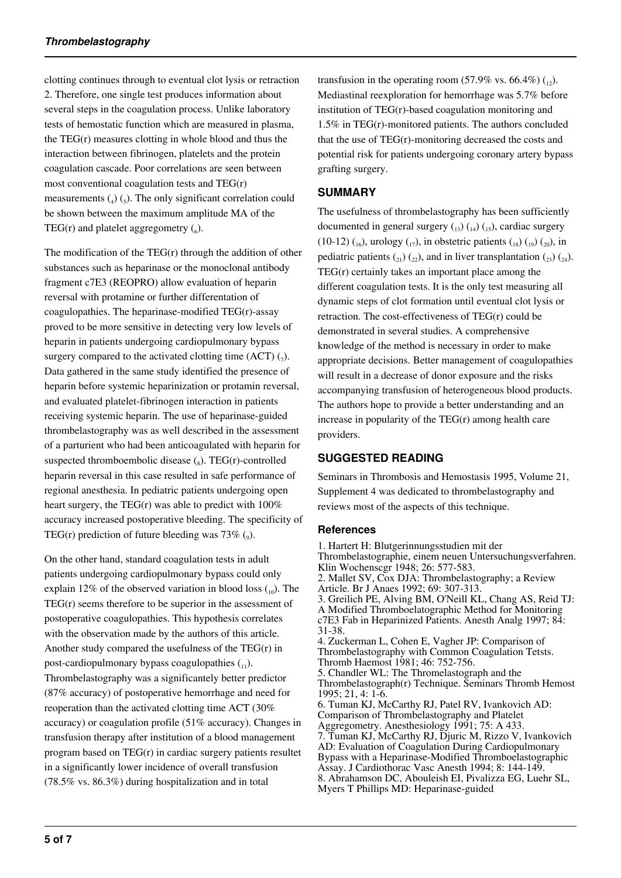clotting continues through to eventual clot lysis or retraction 2. Therefore, one single test produces information about several steps in the coagulation process. Unlike laboratory tests of hemostatic function which are measured in plasma, the TEG(r) measures clotting in whole blood and thus the interaction between fibrinogen, platelets and the protein coagulation cascade. Poor correlations are seen between most conventional coagulation tests and TEG(r) measurements (4) (5). The only significant correlation could be shown between the maximum amplitude MA of the TEG(r) and platelet aggregometry (6).

The modification of the TEG(r) through the addition of other substances such as heparinase or the monoclonal antibody fragment c7E3 (REOPRO) allow evaluation of heparin reversal with protamine or further differentation of coagulopathies. The heparinase-modified TEG(r)-assay proved to be more sensitive in detecting very low levels of heparin in patients undergoing cardiopulmonary bypass surgery compared to the activated clotting time (ACT) (7). Data gathered in the same study identified the presence of heparin before systemic heparinization or protamin reversal, and evaluated platelet-fibrinogen interaction in patients receiving systemic heparin. The use of heparinase-guided thrombelastography was as well described in the assessment of a parturient who had been anticoagulated with heparin for suspected thromboembolic disease (8). TEG(r)-controlled heparin reversal in this case resulted in safe performance of regional anesthesia. In pediatric patients undergoing open heart surgery, the TEG(r) was able to predict with 100% accuracy increased postoperative bleeding. The specificity of TEG(r) prediction of future bleeding was 73% (9).

On the other hand, standard coagulation tests in adult patients undergoing cardiopulmonary bypass could only explain 12% of the observed variation in blood loss (10). The TEG(r) seems therefore to be superior in the assessment of postoperative coagulopathies. This hypothesis correlates with the observation made by the authors of this article. Another study compared the usefulness of the TEG(r) in post-cardiopulmonary bypass coagulopathies (11). Thrombelastography was a significantely better predictor (87% accuracy) of postoperative hemorrhage and need for reoperation than the activated clotting time ACT (30% accuracy) or coagulation profile (51% accuracy). Changes in transfusion therapy after institution of a blood management program based on TEG(r) in cardiac surgery patients resultet in a significantly lower incidence of overall transfusion (78.5% vs. 86.3%) during hospitalization and in total transfusion in the operating room (57.9% vs. 66.4%) (12). Mediastinal reexploration for hemorrhage was 5.7% before institution of TEG(r)-based coagulation monitoring and 1.5% in TEG(r)-monitored patients. The authors concluded that the use of TEG(r)-monitoring decreased the costs and potential risk for patients undergoing coronary artery bypass grafting surgery.

## SUMMARY

The usefulness of thrombelastography has been sufficiently documented in general surgery (13) (14) (15), cardiac surgery (10-12) (16), urology (17), in obstetric patients (18) (19) (20), in pediatric patients (21) (22), and in liver transplantation (23) (24). TEG(r) certainly takes an important place among the different coagulation tests. It is the only test measuring all dynamic steps of clot formation until eventual clot lysis or retraction. The cost-effectiveness of TEG(r) could be demonstrated in several studies. A comprehensive knowledge of the method is necessary in order to make appropriate decisions. Better management of coagulopathies will result in a decrease of donor exposure and the risks accompanying transfusion of heterogeneous blood products. The authors hope to provide a better understanding and an increase in popularity of the TEG(r) among health care providers.

## SUGGESTED READING

Seminars in Thrombosis and Hemostasis 1995, Volume 21, Supplement 4 was dedicated to thrombelastography and reviews most of the aspects of this technique.

### References

1. Hartert H: Blutgerinnungsstudien mit der Thrombelastographie, einem neuen Untersuchungsverfahren. Klin Wochenscgr 1948; 26: 577-583.
2. Mallet SV, Cox DJA: Thrombelastography; a Review Article. Br J Anaes 1992; 69: 307-313.
3. Greilich PE, Alving BM, O'Neill KL, Chang AS, Reid TJ: A Modified Thromboelatographic Method for Monitoring c7E3 Fab in Heparinized Patients. Anesth Analg 1997; 84: 31-38.
4. Zuckerman L, Cohen E, Vagher JP: Comparison of Thrombelastography with Common Coagulation Tetsts. Thromb Haemost 1981; 46: 752-756.
5. Chandler WL: The Thromelastograph and the Thrombelastograph(r) Technique. Seminars Thromb Hemost 1995; 21, 4: 1-6.
6. Tuman KJ, McCarthy RJ, Patel RV, Ivankovich AD: Comparison of Thrombelastography and Platelet Aggregometry. Anesthesiology 1991; 75: A 433.
7. Tuman KJ, McCarthy RJ, Djuric M, Rizzo V, Ivankovich AD: Evaluation of Coagulation During Cardiopulmonary Bypass with a Heparinase-Modified Thromboelastographic Assay. J Cardiothorac Vasc Anesth 1994; 8: 144-149.
8. Abrahamson DC, Abouleish EI, Pivalizza EG, Luehr SL, Myers T Phillips MD: Heparinase-guided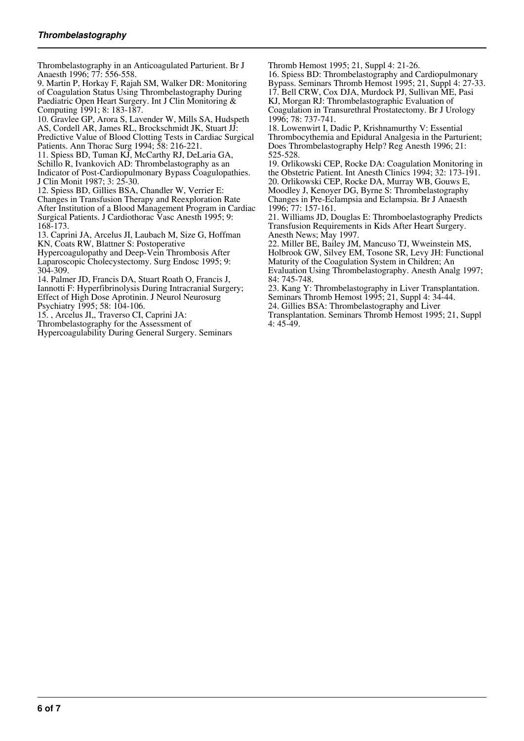Thrombelastography in an Anticoagulated Parturient. Br J Anaesth 1996; 77: 556-558.

9. Martin P, Horkay F, Rajah SM, Walker DR: Monitoring of Coagulation Status Using Thrombelastography During Paediatric Open Heart Surgery. Int J Clin Monitoring & Computing 1991; 8: 183-187.

10. Gravlee GP, Arora S, Lavender W, Mills SA, Hudspeth AS, Cordell AR, James RL, Brockschmidt JK, Stuart JJ: Predictive Value of Blood Clotting Tests in Cardiac Surgical Patients. Ann Thorac Surg 1994; 58: 216-221.

11. Spiess BD, Tuman KJ, McCarthy RJ, DeLaria GA, Schillo R, Ivankovich AD: Thrombelastography as an Indicator of Post-Cardiopulmonary Bypass Coagulopathies. J Clin Monit 1987; 3: 25-30.

12. Spiess BD, Gillies BSA, Chandler W, Verrier E: Changes in Transfusion Therapy and Reexploration Rate After Institution of a Blood Management Program in Cardiac Surgical Patients. J Cardiothorac Vasc Anesth 1995; 9: 168-173.

13. Caprini JA, Arcelus JI, Laubach M, Size G, Hoffman KN, Coats RW, Blattner S: Postoperative Hypercoagulopathy and Deep-Vein Thrombosis After Laparoscopic Cholecystectomy. Surg Endosc 1995; 9: 304-309.

14. Palmer JD, Francis DA, Stuart Roath O, Francis J, Iannotti F: Hyperfibrinolysis During Intracranial Surgery; Effect of High Dose Aprotinin. J Neurol Neurosurg Psychiatry 1995; 58: 104-106.

15. , Arcelus JI,, Traverso CI, Caprini JA: Thrombelastography for the Assessment of Hypercoagulability During General Surgery. Seminars Thromb Hemost 1995; 21, Suppl 4: 21-26.

16. Spiess BD: Thrombelastography and Cardiopulmonary Bypass. Seminars Thromb Hemost 1995; 21, Suppl 4: 27-33.

17. Bell CRW, Cox DJA, Murdock PJ, Sullivan ME, Pasi KJ, Morgan RJ: Thrombelastographic Evaluation of Coagulation in Transurethral Prostatectomy. Br J Urology 1996; 78: 737-741.

18. Lowenwirt I, Dadic P, Krishnamurthy V: Essential Thrombocythemia and Epidural Analgesia in the Parturient; Does Thrombelastography Help? Reg Anesth 1996; 21: 525-528.

19. Orlikowski CEP, Rocke DA: Coagulation Monitoring in the Obstetric Patient. Int Anesth Clinics 1994; 32: 173-191.

20. Orlikowski CEP, Rocke DA, Murray WB, Gouws E, Moodley J, Kenoyer DG, Byrne S: Thrombelastography Changes in Pre-Eclampsia and Eclampsia. Br J Anaesth 1996; 77: 157-161.

21. Williams JD, Douglas E: Thromboelastography Predicts Transfusion Requirements in Kids After Heart Surgery. Anesth News; May 1997.

22. Miller BE, Bailey JM, Mancuso TJ, Wweinstein MS, Holbrook GW, Silvey EM, Tosone SR, Levy JH: Functional Maturity of the Coagulation System in Children; An Evaluation Using Thrombelastography. Anesth Analg 1997; 84: 745-748.

23. Kang Y: Thrombelastography in Liver Transplantation. Seminars Thromb Hemost 1995; 21, Suppl 4: 34-44.

24. Gillies BSA: Thrombelastography and Liver Transplantation. Seminars Thromb Hemost 1995; 21, Suppl 4: 45-49.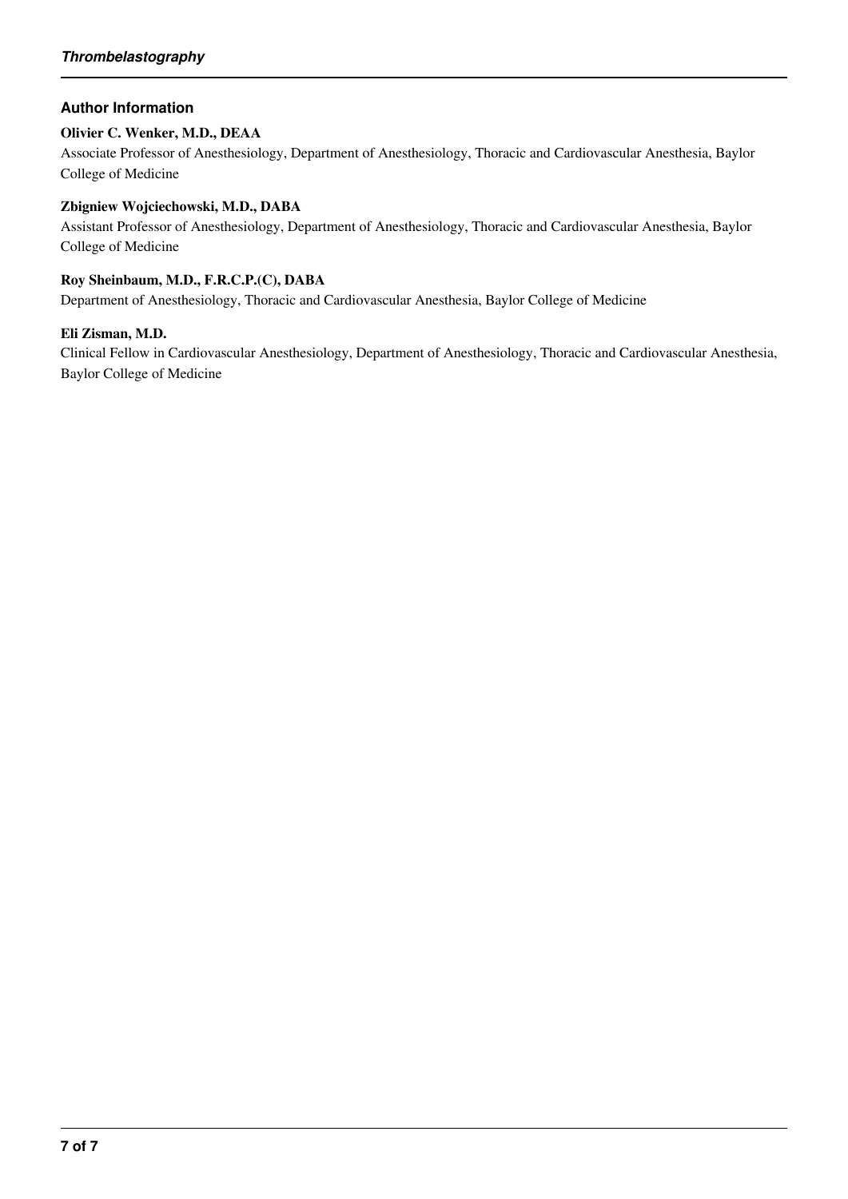## Author Information

**Olivier C. Wenker, M.D., DEAA**

Associate Professor of Anesthesiology, Department of Anesthesiology, Thoracic and Cardiovascular Anesthesia, Baylor College of Medicine

**Zbigniew Wojciechowski, M.D., DABA**

Assistant Professor of Anesthesiology, Department of Anesthesiology, Thoracic and Cardiovascular Anesthesia, Baylor College of Medicine

**Roy Sheinbaum, M.D., F.R.C.P.(C), DABA**

Department of Anesthesiology, Thoracic and Cardiovascular Anesthesia, Baylor College of Medicine

**Eli Zisman, M.D.**

Clinical Fellow in Cardiovascular Anesthesiology, Department of Anesthesiology, Thoracic and Cardiovascular Anesthesia, Baylor College of Medicine